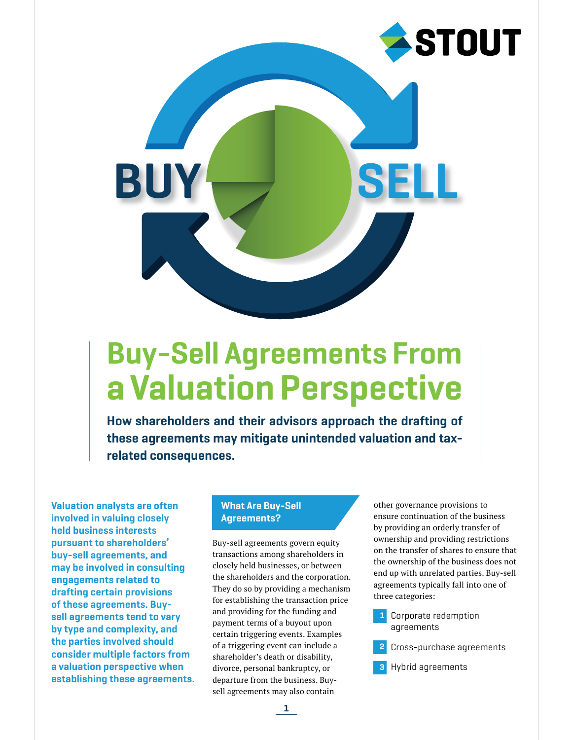# Buy-Sell Agreements From a Valuation Perspective

**How shareholders and their advisors approach the drafting of these agreements may mitigate unintended valuation and tax-related consequences.**

**Valuation analysts are often involved in valuing closely held business interests pursuant to shareholders' buy-sell agreements, and may be involved in consulting engagements related to drafting certain provisions of these agreements. Buy-sell agreements tend to vary by type and complexity, and the parties involved should consider multiple factors from a valuation perspective when establishing these agreements.**

## What Are Buy-Sell Agreements?

Buy-sell agreements govern equity transactions among shareholders in closely held businesses, or between the shareholders and the corporation. They do so by providing a mechanism for establishing the transaction price and providing for the funding and payment terms of a buyout upon certain triggering events. Examples of a triggering event can include a shareholder's death or disability, divorce, personal bankruptcy, or departure from the business. Buy-sell agreements may also contain other governance provisions to ensure continuation of the business by providing an orderly transfer of ownership and providing restrictions on the transfer of shares to ensure that the ownership of the business does not end up with unrelated parties. Buy-sell agreements typically fall into one of three categories:

1. Corporate redemption agreements
2. Cross-purchase agreements
3. Hybrid agreements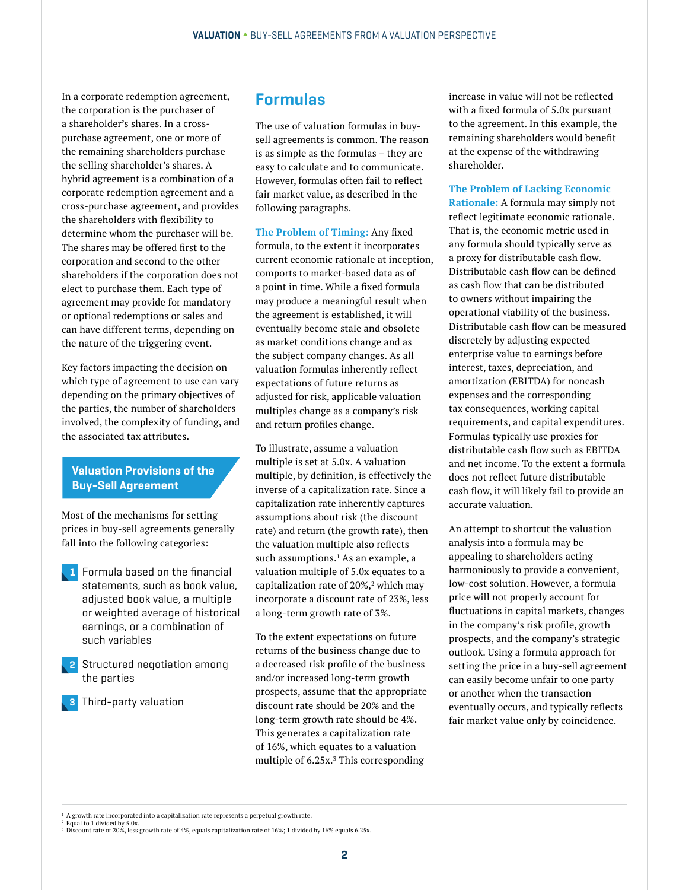In a corporate redemption agreement, the corporation is the purchaser of a shareholder's shares. In a cross-purchase agreement, one or more of the remaining shareholders purchase the selling shareholder's shares. A hybrid agreement is a combination of a corporate redemption agreement and a cross-purchase agreement, and provides the shareholders with flexibility to determine whom the purchaser will be. The shares may be offered first to the corporation and second to the other shareholders if the corporation does not elect to purchase them. Each type of agreement may provide for mandatory or optional redemptions or sales and can have different terms, depending on the nature of the triggering event.

Key factors impacting the decision on which type of agreement to use can vary depending on the primary objectives of the parties, the number of shareholders involved, the complexity of funding, and the associated tax attributes.

## Valuation Provisions of the Buy-Sell Agreement

Most of the mechanisms for setting prices in buy-sell agreements generally fall into the following categories:

1. Formula based on the financial statements, such as book value, adjusted book value, a multiple or weighted average of historical earnings, or a combination of such variables
2. Structured negotiation among the parties
3. Third-party valuation

## Formulas

The use of valuation formulas in buy-sell agreements is common. The reason is as simple as the formulas – they are easy to calculate and to communicate. However, formulas often fail to reflect fair market value, as described in the following paragraphs.

**The Problem of Timing:** Any fixed formula, to the extent it incorporates current economic rationale at inception, comports to market-based data as of a point in time. While a fixed formula may produce a meaningful result when the agreement is established, it will eventually become stale and obsolete as market conditions change and as the subject company changes. As all valuation formulas inherently reflect expectations of future returns as adjusted for risk, applicable valuation multiples change as a company's risk and return profiles change.

To illustrate, assume a valuation multiple is set at 5.0x. A valuation multiple, by definition, is effectively the inverse of a capitalization rate. Since a capitalization rate inherently captures assumptions about risk (the discount rate) and return (the growth rate), then the valuation multiple also reflects such assumptions.[1] As an example, a valuation multiple of 5.0x equates to a capitalization rate of 20%,[2] which may incorporate a discount rate of 23%, less a long-term growth rate of 3%.

To the extent expectations on future returns of the business change due to a decreased risk profile of the business and/or increased long-term growth prospects, assume that the appropriate discount rate should be 20% and the long-term growth rate should be 4%. This generates a capitalization rate of 16%, which equates to a valuation multiple of 6.25x.[3] This corresponding increase in value will not be reflected with a fixed formula of 5.0x pursuant to the agreement. In this example, the remaining shareholders would benefit at the expense of the withdrawing shareholder.

**The Problem of Lacking Economic Rationale:** A formula may simply not reflect legitimate economic rationale. That is, the economic metric used in any formula should typically serve as a proxy for distributable cash flow. Distributable cash flow can be defined as cash flow that can be distributed to owners without impairing the operational viability of the business. Distributable cash flow can be measured discretely by adjusting expected enterprise value to earnings before interest, taxes, depreciation, and amortization (EBITDA) for noncash expenses and the corresponding tax consequences, working capital requirements, and capital expenditures. Formulas typically use proxies for distributable cash flow such as EBITDA and net income. To the extent a formula does not reflect future distributable cash flow, it will likely fail to provide an accurate valuation.

An attempt to shortcut the valuation analysis into a formula may be appealing to shareholders acting harmoniously to provide a convenient, low-cost solution. However, a formula price will not properly account for fluctuations in capital markets, changes in the company's risk profile, growth prospects, and the company's strategic outlook. Using a formula approach for setting the price in a buy-sell agreement can easily become unfair to one party or another when the transaction eventually occurs, and typically reflects fair market value only by coincidence.

---

[1] A growth rate incorporated into a capitalization rate represents a perpetual growth rate.
[2] Equal to 1 divided by 5.0x.
[3] Discount rate of 20%, less growth rate of 4%, equals capitalization rate of 16%; 1 divided by 16% equals 6.25x.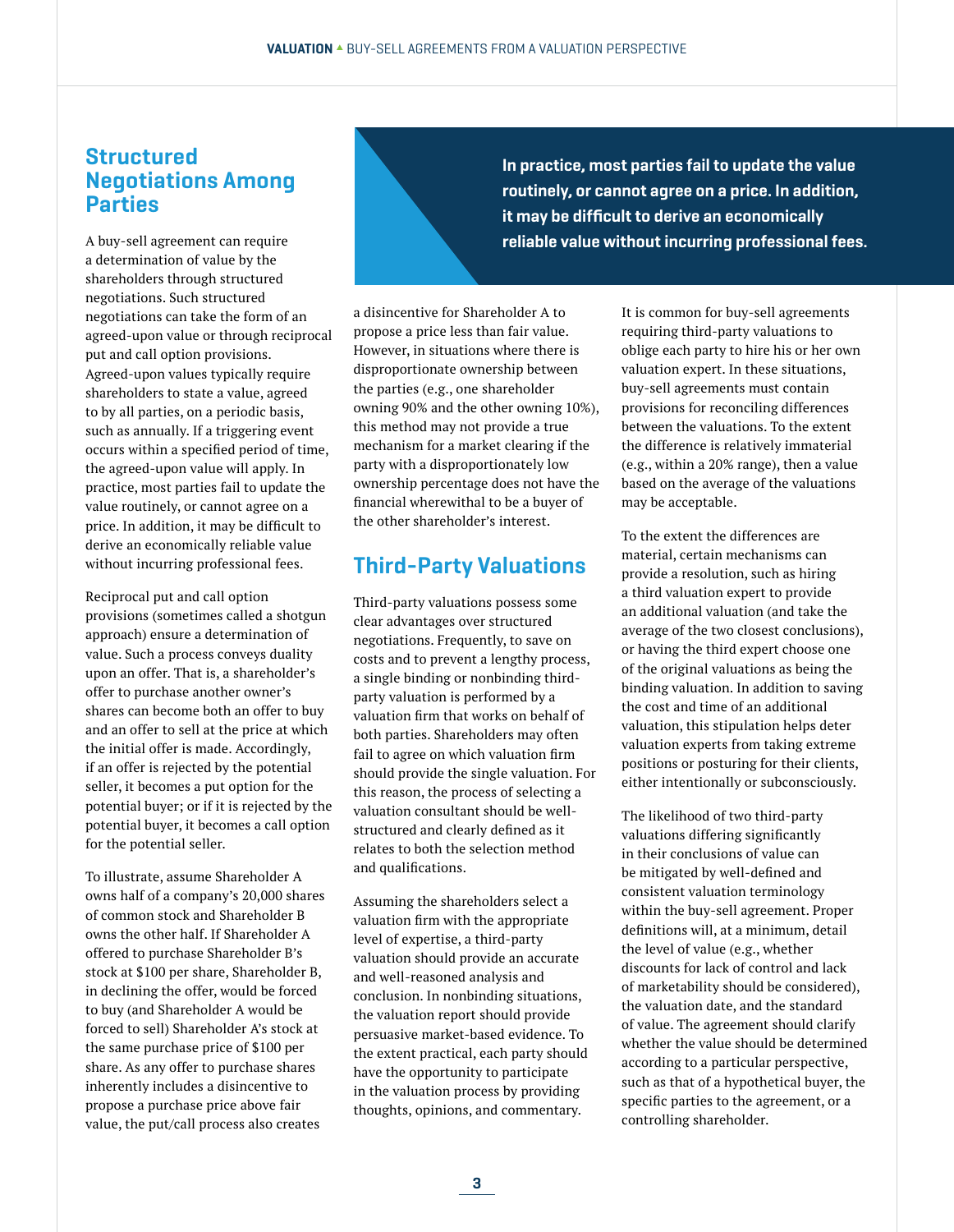## Structured Negotiations Among Parties

A buy-sell agreement can require a determination of value by the shareholders through structured negotiations. Such structured negotiations can take the form of an agreed-upon value or through reciprocal put and call option provisions. Agreed-upon values typically require shareholders to state a value, agreed to by all parties, on a periodic basis, such as annually. If a triggering event occurs within a specified period of time, the agreed-upon value will apply. In practice, most parties fail to update the value routinely, or cannot agree on a price. In addition, it may be difficult to derive an economically reliable value without incurring professional fees.

> **In practice, most parties fail to update the value routinely, or cannot agree on a price. In addition, it may be difficult to derive an economically reliable value without incurring professional fees.**

Reciprocal put and call option provisions (sometimes called a shotgun approach) ensure a determination of value. Such a process conveys duality upon an offer. That is, a shareholder's offer to purchase another owner's shares can become both an offer to buy and an offer to sell at the price at which the initial offer is made. Accordingly, if an offer is rejected by the potential seller, it becomes a put option for the potential buyer; or if it is rejected by the potential buyer, it becomes a call option for the potential seller.

To illustrate, assume Shareholder A owns half of a company's 20,000 shares of common stock and Shareholder B owns the other half. If Shareholder A offered to purchase Shareholder B's stock at $100 per share, Shareholder B, in declining the offer, would be forced to buy (and Shareholder A would be forced to sell) Shareholder A's stock at the same purchase price of $100 per share. As any offer to purchase shares inherently includes a disincentive to propose a purchase price above fair value, the put/call process also creates a disincentive for Shareholder A to propose a price less than fair value. However, in situations where there is disproportionate ownership between the parties (e.g., one shareholder owning 90% and the other owning 10%), this method may not provide a true mechanism for a market clearing if the party with a disproportionately low ownership percentage does not have the financial wherewithal to be a buyer of the other shareholder's interest.

## Third-Party Valuations

Third-party valuations possess some clear advantages over structured negotiations. Frequently, to save on costs and to prevent a lengthy process, a single binding or nonbinding third-party valuation is performed by a valuation firm that works on behalf of both parties. Shareholders may often fail to agree on which valuation firm should provide the single valuation. For this reason, the process of selecting a valuation consultant should be well-structured and clearly defined as it relates to both the selection method and qualifications.

Assuming the shareholders select a valuation firm with the appropriate level of expertise, a third-party valuation should provide an accurate and well-reasoned analysis and conclusion. In nonbinding situations, the valuation report should provide persuasive market-based evidence. To the extent practical, each party should have the opportunity to participate in the valuation process by providing thoughts, opinions, and commentary.

It is common for buy-sell agreements requiring third-party valuations to oblige each party to hire his or her own valuation expert. In these situations, buy-sell agreements must contain provisions for reconciling differences between the valuations. To the extent the difference is relatively immaterial (e.g., within a 20% range), then a value based on the average of the valuations may be acceptable.

To the extent the differences are material, certain mechanisms can provide a resolution, such as hiring a third valuation expert to provide an additional valuation (and take the average of the two closest conclusions), or having the third expert choose one of the original valuations as being the binding valuation. In addition to saving the cost and time of an additional valuation, this stipulation helps deter valuation experts from taking extreme positions or posturing for their clients, either intentionally or subconsciously.

The likelihood of two third-party valuations differing significantly in their conclusions of value can be mitigated by well-defined and consistent valuation terminology within the buy-sell agreement. Proper definitions will, at a minimum, detail the level of value (e.g., whether discounts for lack of control and lack of marketability should be considered), the valuation date, and the standard of value. The agreement should clarify whether the value should be determined according to a particular perspective, such as that of a hypothetical buyer, the specific parties to the agreement, or a controlling shareholder.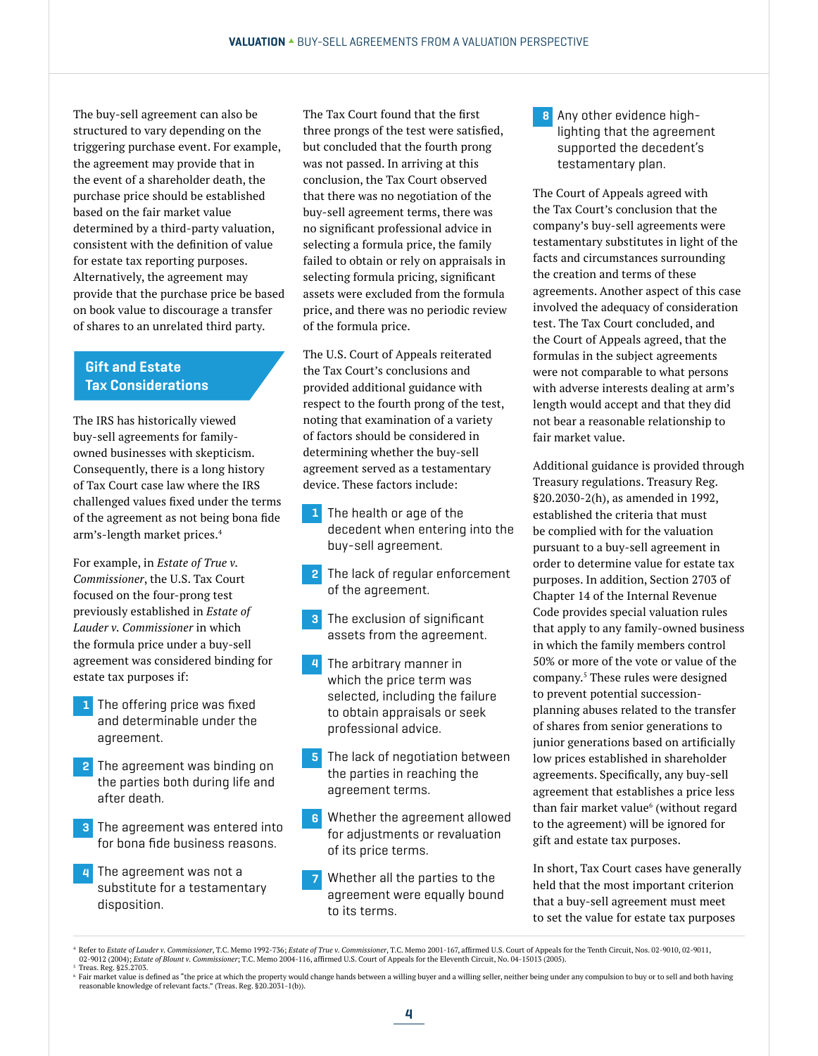The buy-sell agreement can also be structured to vary depending on the triggering purchase event. For example, the agreement may provide that in the event of a shareholder death, the purchase price should be established based on the fair market value determined by a third-party valuation, consistent with the definition of value for estate tax reporting purposes. Alternatively, the agreement may provide that the purchase price be based on book value to discourage a transfer of shares to an unrelated third party.

## Gift and Estate Tax Considerations

The IRS has historically viewed buy-sell agreements for family-owned businesses with skepticism. Consequently, there is a long history of Tax Court case law where the IRS challenged values fixed under the terms of the agreement as not being bona fide arm's-length market prices.[4]

For example, in *Estate of True v. Commissioner*, the U.S. Tax Court focused on the four-prong test previously established in *Estate of Lauder v. Commissioner* in which the formula price under a buy-sell agreement was considered binding for estate tax purposes if:

1. The offering price was fixed and determinable under the agreement.
2. The agreement was binding on the parties both during life and after death.
3. The agreement was entered into for bona fide business reasons.
4. The agreement was not a substitute for a testamentary disposition.

The Tax Court found that the first three prongs of the test were satisfied, but concluded that the fourth prong was not passed. In arriving at this conclusion, the Tax Court observed that there was no negotiation of the buy-sell agreement terms, there was no significant professional advice in selecting a formula price, the family failed to obtain or rely on appraisals in selecting formula pricing, significant assets were excluded from the formula price, and there was no periodic review of the formula price.

The U.S. Court of Appeals reiterated the Tax Court's conclusions and provided additional guidance with respect to the fourth prong of the test, noting that examination of a variety of factors should be considered in determining whether the buy-sell agreement served as a testamentary device. These factors include:

1. The health or age of the decedent when entering into the buy-sell agreement.
2. The lack of regular enforcement of the agreement.
3. The exclusion of significant assets from the agreement.
4. The arbitrary manner in which the price term was selected, including the failure to obtain appraisals or seek professional advice.
5. The lack of negotiation between the parties in reaching the agreement terms.
6. Whether the agreement allowed for adjustments or revaluation of its price terms.
7. Whether all the parties to the agreement were equally bound to its terms.
8. Any other evidence highlighting that the agreement supported the decedent's testamentary plan.

The Court of Appeals agreed with the Tax Court's conclusion that the company's buy-sell agreements were testamentary substitutes in light of the facts and circumstances surrounding the creation and terms of these agreements. Another aspect of this case involved the adequacy of consideration test. The Tax Court concluded, and the Court of Appeals agreed, that the formulas in the subject agreements were not comparable to what persons with adverse interests dealing at arm's length would accept and that they did not bear a reasonable relationship to fair market value.

Additional guidance is provided through Treasury regulations. Treasury Reg. §20.2030-2(h), as amended in 1992, established the criteria that must be complied with for the valuation pursuant to a buy-sell agreement in order to determine value for estate tax purposes. In addition, Section 2703 of Chapter 14 of the Internal Revenue Code provides special valuation rules that apply to any family-owned business in which the family members control 50% or more of the vote or value of the company.[5] These rules were designed to prevent potential succession-planning abuses related to the transfer of shares from senior generations to junior generations based on artificially low prices established in shareholder agreements. Specifically, any buy-sell agreement that establishes a price less than fair market value[6] (without regard to the agreement) will be ignored for gift and estate tax purposes.

In short, Tax Court cases have generally held that the most important criterion that a buy-sell agreement must meet to set the value for estate tax purposes

---

[4] Refer to *Estate of Lauder v. Commissioner*, T.C. Memo 1992-736; *Estate of True v. Commissioner*, T.C. Memo 2001-167, affirmed U.S. Court of Appeals for the Tenth Circuit, Nos. 02-9010, 02-9011, 02-9012 (2004); *Estate of Blount v. Commissioner*; T.C. Memo 2004-116, affirmed U.S. Court of Appeals for the Eleventh Circuit, No. 04-15013 (2005).

[5] Treas. Reg. §25.2703.

[6] Fair market value is defined as "the price at which the property would change hands between a willing buyer and a willing seller, neither being under any compulsion to buy or to sell and both having reasonable knowledge of relevant facts." (Treas. Reg. §20.2031-1(b)).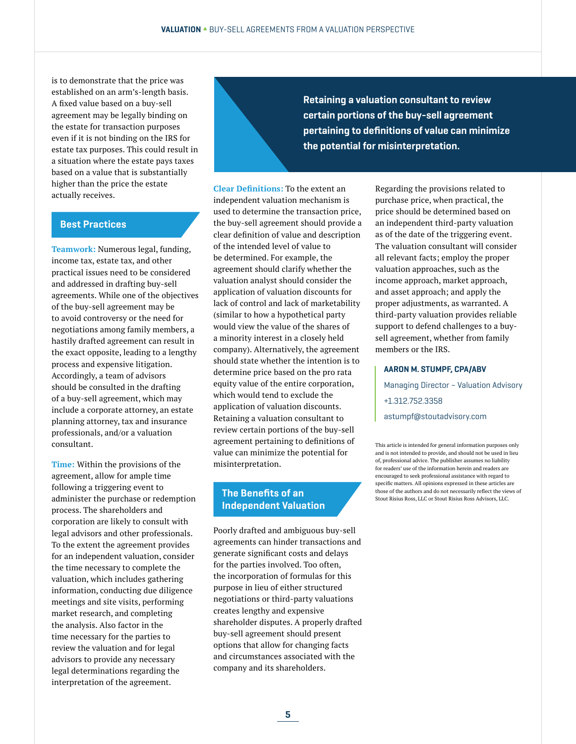is to demonstrate that the price was established on an arm's-length basis. A fixed value based on a buy-sell agreement may be legally binding on the estate for transaction purposes even if it is not binding on the IRS for estate tax purposes. This could result in a situation where the estate pays taxes based on a value that is substantially higher than the price the estate actually receives.

## Best Practices

**Teamwork:** Numerous legal, funding, income tax, estate tax, and other practical issues need to be considered and addressed in drafting buy-sell agreements. While one of the objectives of the buy-sell agreement may be to avoid controversy or the need for negotiations among family members, a hastily drafted agreement can result in the exact opposite, leading to a lengthy process and expensive litigation. Accordingly, a team of advisors should be consulted in the drafting of a buy-sell agreement, which may include a corporate attorney, an estate planning attorney, tax and insurance professionals, and/or a valuation consultant.

**Time:** Within the provisions of the agreement, allow for ample time following a triggering event to administer the purchase or redemption process. The shareholders and corporation are likely to consult with legal advisors and other professionals. To the extent the agreement provides for an independent valuation, consider the time necessary to complete the valuation, which includes gathering information, conducting due diligence meetings and site visits, performing market research, and completing the analysis. Also factor in the time necessary for the parties to review the valuation and for legal advisors to provide any necessary legal determinations regarding the interpretation of the agreement.

> **Retaining a valuation consultant to review certain portions of the buy-sell agreement pertaining to definitions of value can minimize the potential for misinterpretation.**

**Clear Definitions:** To the extent an independent valuation mechanism is used to determine the transaction price, the buy-sell agreement should provide a clear definition of value and description of the intended level of value to be determined. For example, the agreement should clarify whether the valuation analyst should consider the application of valuation discounts for lack of control and lack of marketability (similar to how a hypothetical party would view the value of the shares of a minority interest in a closely held company). Alternatively, the agreement should state whether the intention is to determine price based on the pro rata equity value of the entire corporation, which would tend to exclude the application of valuation discounts. Retaining a valuation consultant to review certain portions of the buy-sell agreement pertaining to definitions of value can minimize the potential for misinterpretation.

## The Benefits of an Independent Valuation

Poorly drafted and ambiguous buy-sell agreements can hinder transactions and generate significant costs and delays for the parties involved. Too often, the incorporation of formulas for this purpose in lieu of either structured negotiations or third-party valuations creates lengthy and expensive shareholder disputes. A properly drafted buy-sell agreement should present options that allow for changing facts and circumstances associated with the company and its shareholders.

Regarding the provisions related to purchase price, when practical, the price should be determined based on an independent third-party valuation as of the date of the triggering event. The valuation consultant will consider all relevant facts; employ the proper valuation approaches, such as the income approach, market approach, and asset approach; and apply the proper adjustments, as warranted. A third-party valuation provides reliable support to defend challenges to a buy-sell agreement, whether from family members or the IRS.

**AARON M. STUMPF, CPA/ABV**
Managing Director – Valuation Advisory
+1.312.752.3358
astumpf@stoutadvisory.com

This article is intended for general information purposes only and is not intended to provide, and should not be used in lieu of, professional advice. The publisher assumes no liability for readers' use of the information herein and readers are encouraged to seek professional assistance with regard to specific matters. All opinions expressed in these articles are those of the authors and do not necessarily reflect the views of Stout Risius Ross, LLC or Stout Risius Ross Advisors, LLC.